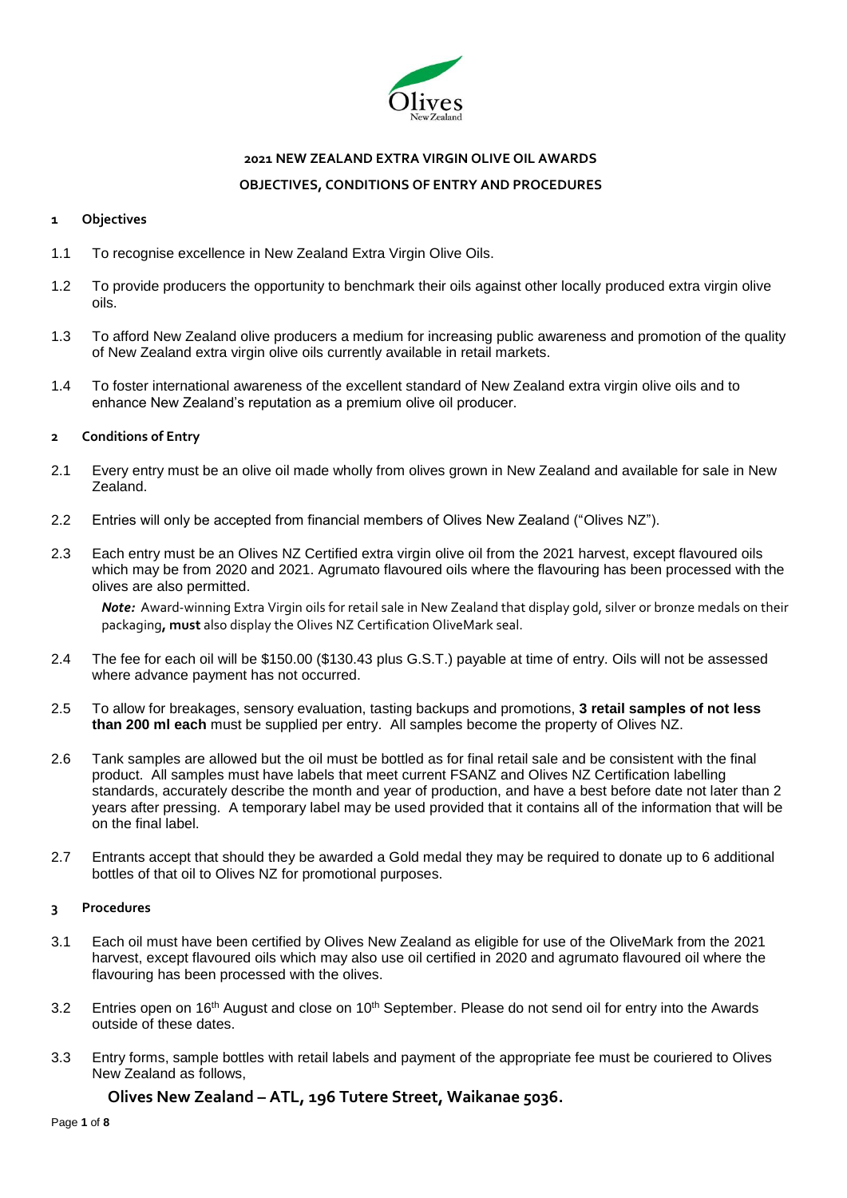Olives New Zealand

## 2021 NEW ZEALAND EXTRA VIRGIN OLIVE OIL AWARDS

## OBJECTIVES, CONDITIONS OF ENTRY AND PROCEDURES

### 1 Objectives

1.1 To recognise excellence in New Zealand Extra Virgin Olive Oils.

1.2 To provide producers the opportunity to benchmark their oils against other locally produced extra virgin olive oils.

1.3 To afford New Zealand olive producers a medium for increasing public awareness and promotion of the quality of New Zealand extra virgin olive oils currently available in retail markets.

1.4 To foster international awareness of the excellent standard of New Zealand extra virgin olive oils and to enhance New Zealand's reputation as a premium olive oil producer.

### 2 Conditions of Entry

2.1 Every entry must be an olive oil made wholly from olives grown in New Zealand and available for sale in New Zealand.

2.2 Entries will only be accepted from financial members of Olives New Zealand ("Olives NZ").

2.3 Each entry must be an Olives NZ Certified extra virgin olive oil from the 2021 harvest, except flavoured oils which may be from 2020 and 2021. Agrumato flavoured oils where the flavouring has been processed with the olives are also permitted.

*Note:* Award-winning Extra Virgin oils for retail sale in New Zealand that display gold, silver or bronze medals on their packaging**, must** also display the Olives NZ Certification OliveMark seal.

2.4 The fee for each oil will be $150.00 ($130.43 plus G.S.T.) payable at time of entry. Oils will not be assessed where advance payment has not occurred.

2.5 To allow for breakages, sensory evaluation, tasting backups and promotions, **3 retail samples of not less than 200 ml each** must be supplied per entry. All samples become the property of Olives NZ.

2.6 Tank samples are allowed but the oil must be bottled as for final retail sale and be consistent with the final product. All samples must have labels that meet current FSANZ and Olives NZ Certification labelling standards, accurately describe the month and year of production, and have a best before date not later than 2 years after pressing. A temporary label may be used provided that it contains all of the information that will be on the final label.

2.7 Entrants accept that should they be awarded a Gold medal they may be required to donate up to 6 additional bottles of that oil to Olives NZ for promotional purposes.

### 3 Procedures

3.1 Each oil must have been certified by Olives New Zealand as eligible for use of the OliveMark from the 2021 harvest, except flavoured oils which may also use oil certified in 2020 and agrumato flavoured oil where the flavouring has been processed with the olives.

3.2 Entries open on 16th August and close on 10th September. Please do not send oil for entry into the Awards outside of these dates.

3.3 Entry forms, sample bottles with retail labels and payment of the appropriate fee must be couriered to Olives New Zealand as follows,

**Olives New Zealand – ATL, 196 Tutere Street, Waikanae 5036.**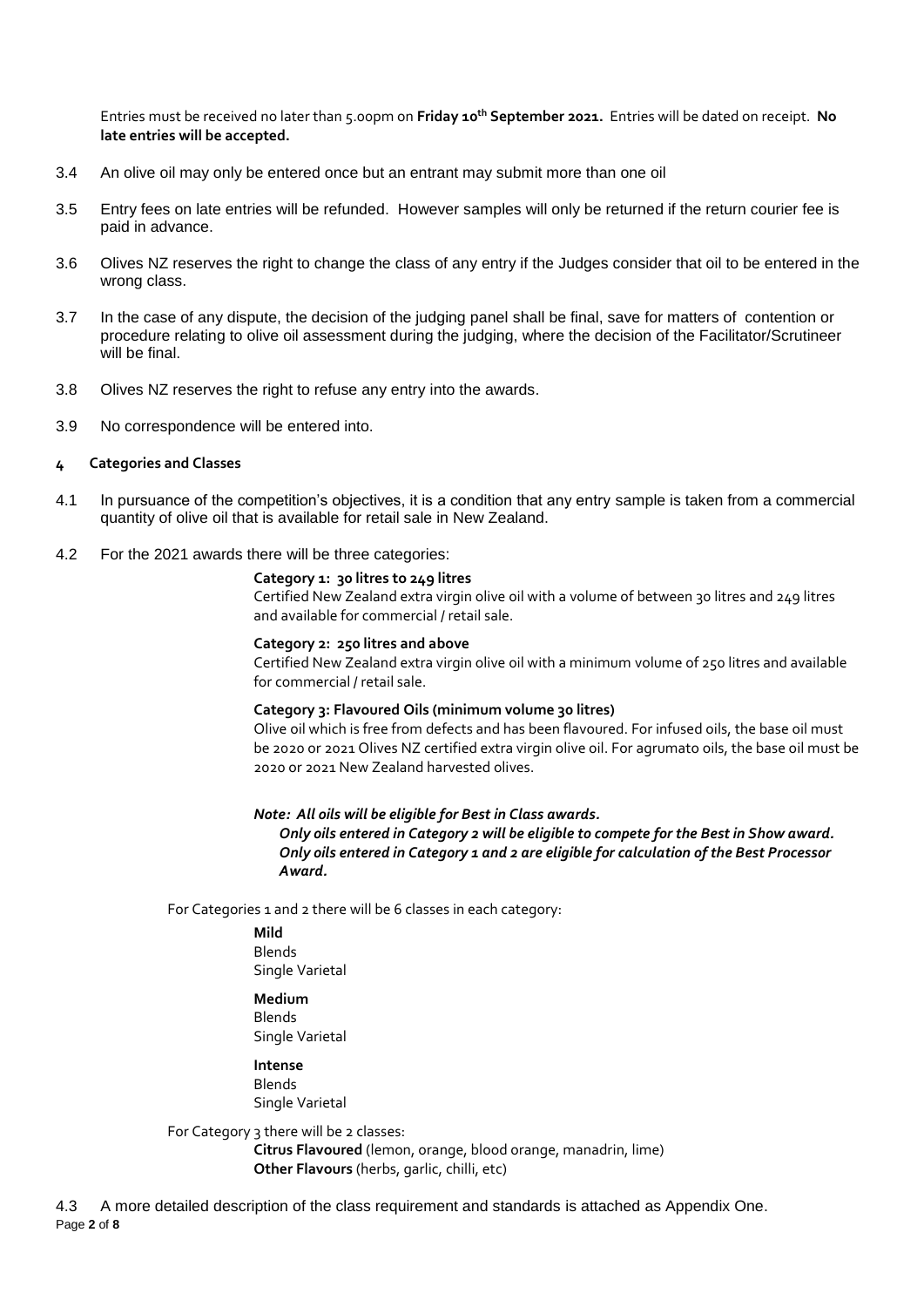Entries must be received no later than 5.00pm on **Friday 10th September 2021.** Entries will be dated on receipt. **No late entries will be accepted.**

3.4 An olive oil may only be entered once but an entrant may submit more than one oil

3.5 Entry fees on late entries will be refunded. However samples will only be returned if the return courier fee is paid in advance.

3.6 Olives NZ reserves the right to change the class of any entry if the Judges consider that oil to be entered in the wrong class.

3.7 In the case of any dispute, the decision of the judging panel shall be final, save for matters of contention or procedure relating to olive oil assessment during the judging, where the decision of the Facilitator/Scrutineer will be final.

3.8 Olives NZ reserves the right to refuse any entry into the awards.

3.9 No correspondence will be entered into.

## 4 Categories and Classes

4.1 In pursuance of the competition's objectives, it is a condition that any entry sample is taken from a commercial quantity of olive oil that is available for retail sale in New Zealand.

4.2 For the 2021 awards there will be three categories:

**Category 1: 30 litres to 249 litres**
Certified New Zealand extra virgin olive oil with a volume of between 30 litres and 249 litres and available for commercial / retail sale.

**Category 2: 250 litres and above**
Certified New Zealand extra virgin olive oil with a minimum volume of 250 litres and available for commercial / retail sale.

**Category 3: Flavoured Oils (minimum volume 30 litres)**
Olive oil which is free from defects and has been flavoured. For infused oils, the base oil must be 2020 or 2021 Olives NZ certified extra virgin olive oil. For agrumato oils, the base oil must be 2020 or 2021 New Zealand harvested olives.

***Note: All oils will be eligible for Best in Class awards.***
***Only oils entered in Category 2 will be eligible to compete for the Best in Show award.***
***Only oils entered in Category 1 and 2 are eligible for calculation of the Best Processor Award.***

For Categories 1 and 2 there will be 6 classes in each category:

**Mild**
Blends
Single Varietal

**Medium**
Blends
Single Varietal

**Intense**
Blends
Single Varietal

For Category 3 there will be 2 classes:
**Citrus Flavoured** (lemon, orange, blood orange, manadrin, lime)
**Other Flavours** (herbs, garlic, chilli, etc)

4.3 A more detailed description of the class requirement and standards is attached as Appendix One.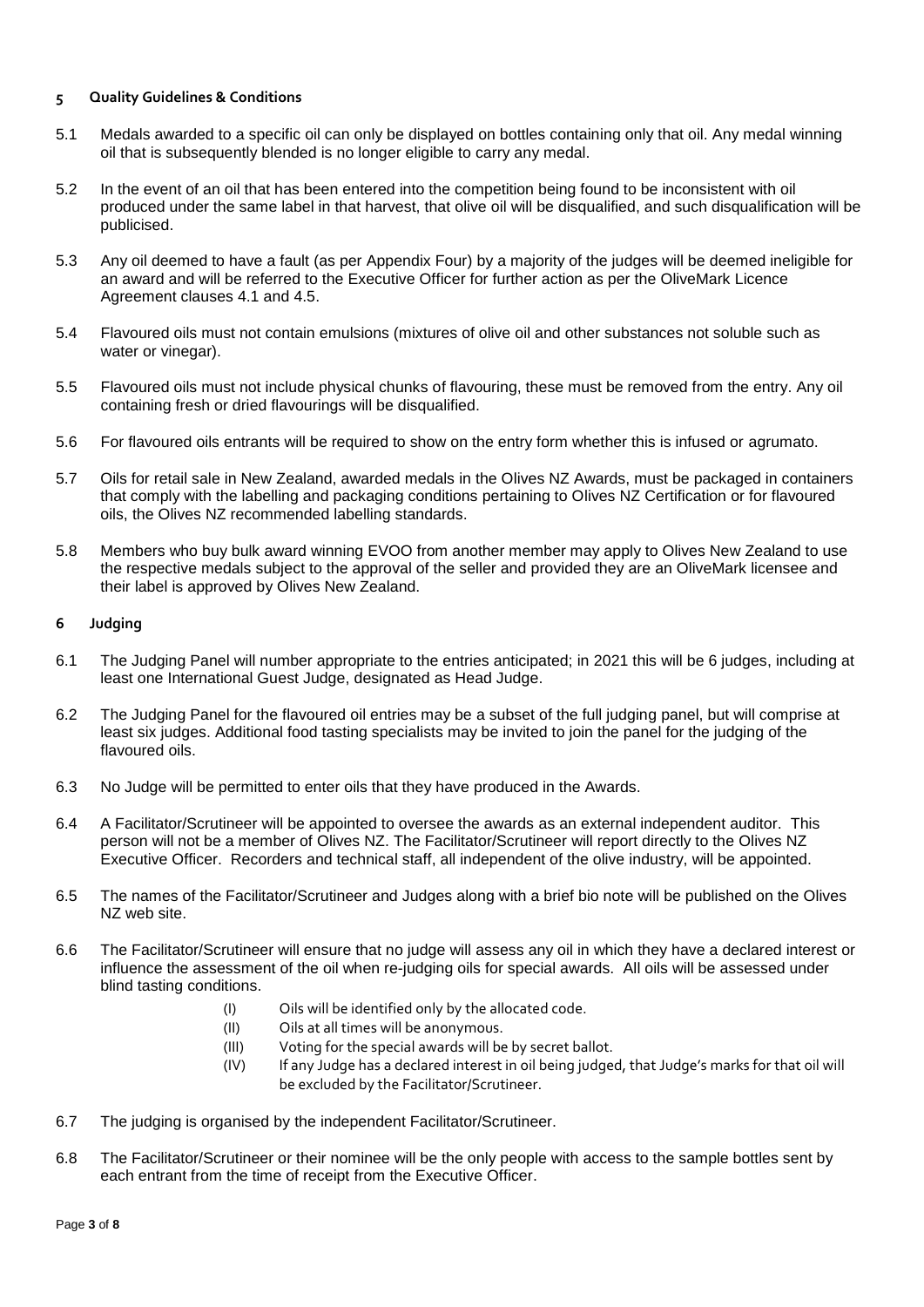## 5 Quality Guidelines & Conditions

5.1 Medals awarded to a specific oil can only be displayed on bottles containing only that oil. Any medal winning oil that is subsequently blended is no longer eligible to carry any medal.

5.2 In the event of an oil that has been entered into the competition being found to be inconsistent with oil produced under the same label in that harvest, that olive oil will be disqualified, and such disqualification will be publicised.

5.3 Any oil deemed to have a fault (as per Appendix Four) by a majority of the judges will be deemed ineligible for an award and will be referred to the Executive Officer for further action as per the OliveMark Licence Agreement clauses 4.1 and 4.5.

5.4 Flavoured oils must not contain emulsions (mixtures of olive oil and other substances not soluble such as water or vinegar).

5.5 Flavoured oils must not include physical chunks of flavouring, these must be removed from the entry. Any oil containing fresh or dried flavourings will be disqualified.

5.6 For flavoured oils entrants will be required to show on the entry form whether this is infused or agrumato.

5.7 Oils for retail sale in New Zealand, awarded medals in the Olives NZ Awards, must be packaged in containers that comply with the labelling and packaging conditions pertaining to Olives NZ Certification or for flavoured oils, the Olives NZ recommended labelling standards.

5.8 Members who buy bulk award winning EVOO from another member may apply to Olives New Zealand to use the respective medals subject to the approval of the seller and provided they are an OliveMark licensee and their label is approved by Olives New Zealand.

## 6 Judging

6.1 The Judging Panel will number appropriate to the entries anticipated; in 2021 this will be 6 judges, including at least one International Guest Judge, designated as Head Judge.

6.2 The Judging Panel for the flavoured oil entries may be a subset of the full judging panel, but will comprise at least six judges. Additional food tasting specialists may be invited to join the panel for the judging of the flavoured oils.

6.3 No Judge will be permitted to enter oils that they have produced in the Awards.

6.4 A Facilitator/Scrutineer will be appointed to oversee the awards as an external independent auditor. This person will not be a member of Olives NZ. The Facilitator/Scrutineer will report directly to the Olives NZ Executive Officer. Recorders and technical staff, all independent of the olive industry, will be appointed.

6.5 The names of the Facilitator/Scrutineer and Judges along with a brief bio note will be published on the Olives NZ web site.

6.6 The Facilitator/Scrutineer will ensure that no judge will assess any oil in which they have a declared interest or influence the assessment of the oil when re-judging oils for special awards. All oils will be assessed under blind tasting conditions.

   (I) Oils will be identified only by the allocated code.
   (II) Oils at all times will be anonymous.
   (III) Voting for the special awards will be by secret ballot.
   (IV) If any Judge has a declared interest in oil being judged, that Judge's marks for that oil will be excluded by the Facilitator/Scrutineer.

6.7 The judging is organised by the independent Facilitator/Scrutineer.

6.8 The Facilitator/Scrutineer or their nominee will be the only people with access to the sample bottles sent by each entrant from the time of receipt from the Executive Officer.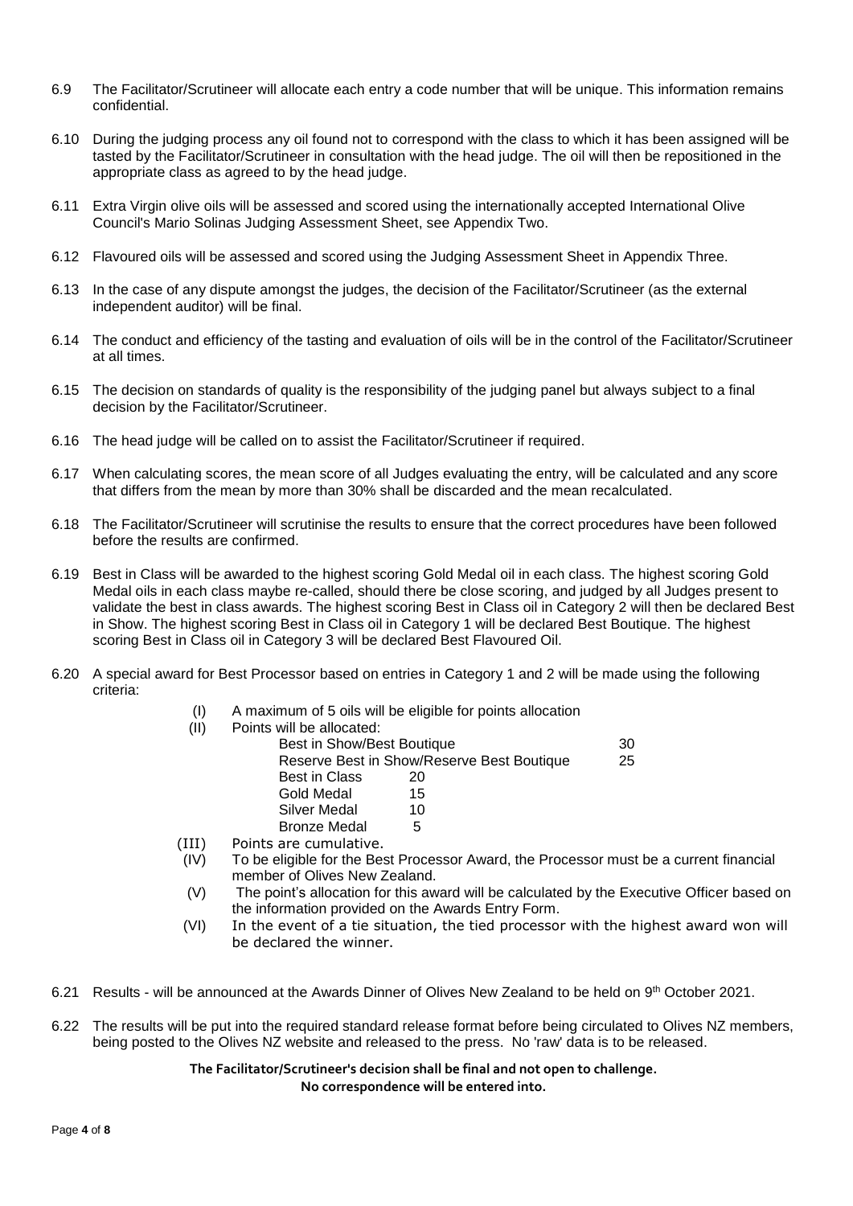6.9 The Facilitator/Scrutineer will allocate each entry a code number that will be unique. This information remains confidential.

6.10 During the judging process any oil found not to correspond with the class to which it has been assigned will be tasted by the Facilitator/Scrutineer in consultation with the head judge. The oil will then be repositioned in the appropriate class as agreed to by the head judge.

6.11 Extra Virgin olive oils will be assessed and scored using the internationally accepted International Olive Council's Mario Solinas Judging Assessment Sheet, see Appendix Two.

6.12 Flavoured oils will be assessed and scored using the Judging Assessment Sheet in Appendix Three.

6.13 In the case of any dispute amongst the judges, the decision of the Facilitator/Scrutineer (as the external independent auditor) will be final.

6.14 The conduct and efficiency of the tasting and evaluation of oils will be in the control of the Facilitator/Scrutineer at all times.

6.15 The decision on standards of quality is the responsibility of the judging panel but always subject to a final decision by the Facilitator/Scrutineer.

6.16 The head judge will be called on to assist the Facilitator/Scrutineer if required.

6.17 When calculating scores, the mean score of all Judges evaluating the entry, will be calculated and any score that differs from the mean by more than 30% shall be discarded and the mean recalculated.

6.18 The Facilitator/Scrutineer will scrutinise the results to ensure that the correct procedures have been followed before the results are confirmed.

6.19 Best in Class will be awarded to the highest scoring Gold Medal oil in each class. The highest scoring Gold Medal oils in each class maybe re-called, should there be close scoring, and judged by all Judges present to validate the best in class awards. The highest scoring Best in Class oil in Category 2 will then be declared Best in Show. The highest scoring Best in Class oil in Category 1 will be declared Best Boutique. The highest scoring Best in Class oil in Category 3 will be declared Best Flavoured Oil.

6.20 A special award for Best Processor based on entries in Category 1 and 2 will be made using the following criteria:

(I) A maximum of 5 oils will be eligible for points allocation

(II) Points will be allocated:

| Award | Points |
|---|---|
| Best in Show/Best Boutique | 30 |
| Reserve Best in Show/Reserve Best Boutique | 25 |
| Best in Class | 20 |
| Gold Medal | 15 |
| Silver Medal | 10 |
| Bronze Medal | 5 |

(III) Points are cumulative.

(IV) To be eligible for the Best Processor Award, the Processor must be a current financial member of Olives New Zealand.

(V) The point's allocation for this award will be calculated by the Executive Officer based on the information provided on the Awards Entry Form.

(VI) In the event of a tie situation, the tied processor with the highest award won will be declared the winner.

6.21 Results - will be announced at the Awards Dinner of Olives New Zealand to be held on 9th October 2021.

6.22 The results will be put into the required standard release format before being circulated to Olives NZ members, being posted to the Olives NZ website and released to the press. No 'raw' data is to be released.

**The Facilitator/Scrutineer's decision shall be final and not open to challenge.**
**No correspondence will be entered into.**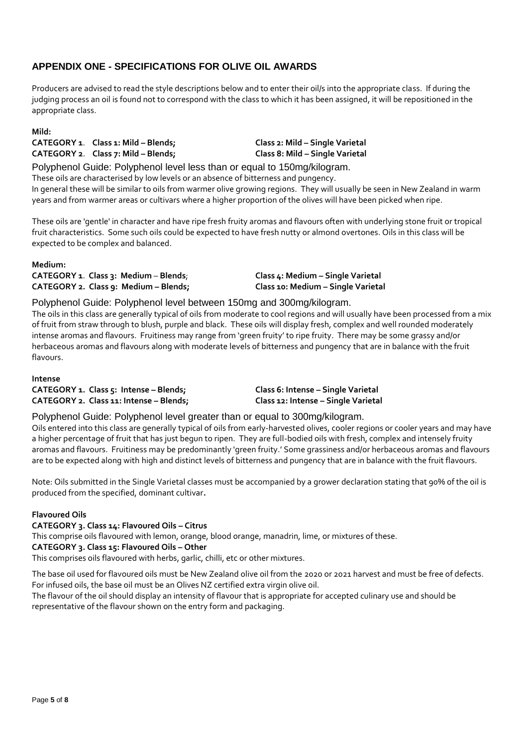## APPENDIX ONE - SPECIFICATIONS FOR OLIVE OIL AWARDS

Producers are advised to read the style descriptions below and to enter their oil/s into the appropriate class. If during the judging process an oil is found not to correspond with the class to which it has been assigned, it will be repositioned in the appropriate class.

**Mild:**

**CATEGORY 1. Class 1: Mild – Blends; Class 2: Mild – Single Varietal**
**CATEGORY 2. Class 7: Mild – Blends; Class 8: Mild – Single Varietal**

Polyphenol Guide: Polyphenol level less than or equal to 150mg/kilogram.

These oils are characterised by low levels or an absence of bitterness and pungency.

In general these will be similar to oils from warmer olive growing regions. They will usually be seen in New Zealand in warm years and from warmer areas or cultivars where a higher proportion of the olives will have been picked when ripe.

These oils are 'gentle' in character and have ripe fresh fruity aromas and flavours often with underlying stone fruit or tropical fruit characteristics. Some such oils could be expected to have fresh nutty or almond overtones. Oils in this class will be expected to be complex and balanced.

**Medium:**

**CATEGORY 1. Class 3: Medium – Blends; Class 4: Medium – Single Varietal**
**CATEGORY 2. Class 9: Medium – Blends; Class 10: Medium – Single Varietal**

Polyphenol Guide: Polyphenol level between 150mg and 300mg/kilogram.

The oils in this class are generally typical of oils from moderate to cool regions and will usually have been processed from a mix of fruit from straw through to blush, purple and black. These oils will display fresh, complex and well rounded moderately intense aromas and flavours. Fruitiness may range from 'green fruity' to ripe fruity. There may be some grassy and/or herbaceous aromas and flavours along with moderate levels of bitterness and pungency that are in balance with the fruit flavours.

**Intense**

**CATEGORY 1. Class 5: Intense – Blends; Class 6: Intense – Single Varietal**
**CATEGORY 2. Class 11: Intense – Blends; Class 12: Intense – Single Varietal**

Polyphenol Guide: Polyphenol level greater than or equal to 300mg/kilogram.

Oils entered into this class are generally typical of oils from early-harvested olives, cooler regions or cooler years and may have a higher percentage of fruit that has just begun to ripen. They are full-bodied oils with fresh, complex and intensely fruity aromas and flavours. Fruitiness may be predominantly 'green fruity.' Some grassiness and/or herbaceous aromas and flavours are to be expected along with high and distinct levels of bitterness and pungency that are in balance with the fruit flavours.

Note: Oils submitted in the Single Varietal classes must be accompanied by a grower declaration stating that 90% of the oil is produced from the specified, dominant cultivar**.**

**Flavoured Oils**

**CATEGORY 3. Class 14: Flavoured Oils – Citrus**

This comprise oils flavoured with lemon, orange, blood orange, manadrin, lime, or mixtures of these.

**CATEGORY 3. Class 15: Flavoured Oils – Other**

This comprises oils flavoured with herbs, garlic, chilli, etc or other mixtures.

The base oil used for flavoured oils must be New Zealand olive oil from the 2020 or 2021 harvest and must be free of defects. For infused oils, the base oil must be an Olives NZ certified extra virgin olive oil.

The flavour of the oil should display an intensity of flavour that is appropriate for accepted culinary use and should be representative of the flavour shown on the entry form and packaging.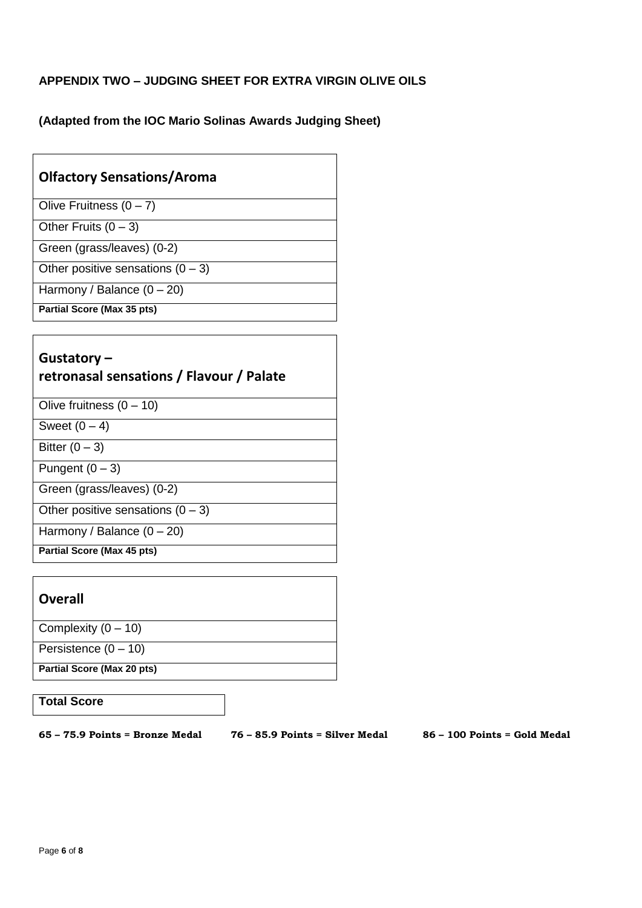**APPENDIX TWO – JUDGING SHEET FOR EXTRA VIRGIN OLIVE OILS**

**(Adapted from the IOC Mario Solinas Awards Judging Sheet)**

| **Olfactory Sensations/Aroma** |
|---|
| Olive Fruitness (0 – 7) |
| Other Fruits (0 – 3) |
| Green (grass/leaves) (0-2) |
| Other positive sensations (0 – 3) |
| Harmony / Balance (0 – 20) |
| **Partial Score (Max 35 pts)** |

| **Gustatory – retronasal sensations / Flavour / Palate** |
|---|
| Olive fruitness (0 – 10) |
| Sweet (0 – 4) |
| Bitter (0 – 3) |
| Pungent (0 – 3) |
| Green (grass/leaves) (0-2) |
| Other positive sensations (0 – 3) |
| Harmony / Balance (0 – 20) |
| **Partial Score (Max 45 pts)** |

| **Overall** |
|---|
| Complexity (0 – 10) |
| Persistence (0 – 10) |
| **Partial Score (Max 20 pts)** |

| **Total Score** |
|---|

**65 – 75.9 Points = Bronze Medal** **76 – 85.9 Points = Silver Medal** **86 – 100 Points = Gold Medal**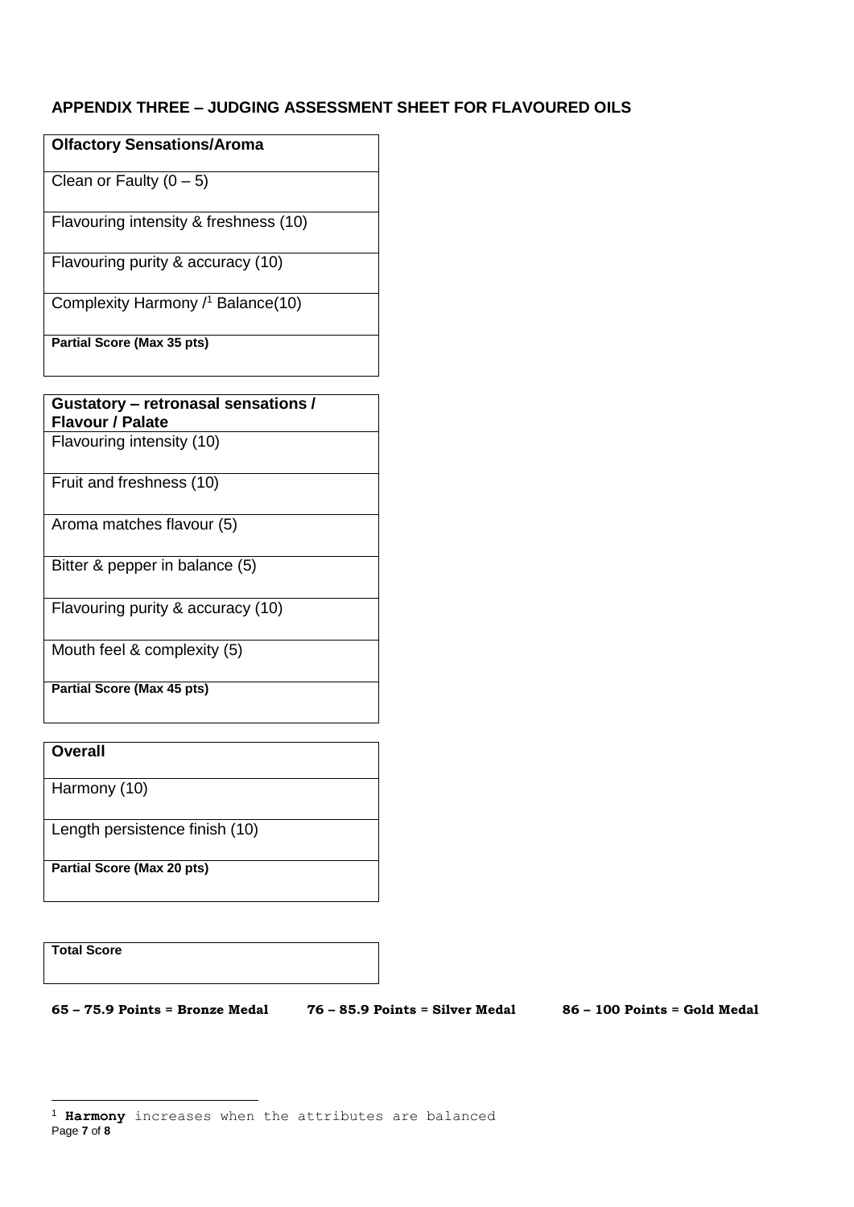## APPENDIX THREE – JUDGING ASSESSMENT SHEET FOR FLAVOURED OILS

| **Olfactory Sensations/Aroma** |
| --- |
| Clean or Faulty (0 – 5) |
| Flavouring intensity & freshness (10) |
| Flavouring purity & accuracy (10) |
| Complexity Harmony /[1] Balance(10) |
| **Partial Score (Max 35 pts)** |

| **Gustatory – retronasal sensations / Flavour / Palate** |
| --- |
| Flavouring intensity (10) |
| Fruit and freshness (10) |
| Aroma matches flavour (5) |
| Bitter & pepper in balance (5) |
| Flavouring purity & accuracy (10) |
| Mouth feel & complexity (5) |
| **Partial Score (Max 45 pts)** |

| **Overall** |
| --- |
| Harmony (10) |
| Length persistence finish (10) |
| **Partial Score (Max 20 pts)** |

| **Total Score** |
| --- |
| |

**65 – 75.9 Points = Bronze Medal** **76 – 85.9 Points = Silver Medal** **86 – 100 Points = Gold Medal**

[1] **Harmony** increases when the attributes are balanced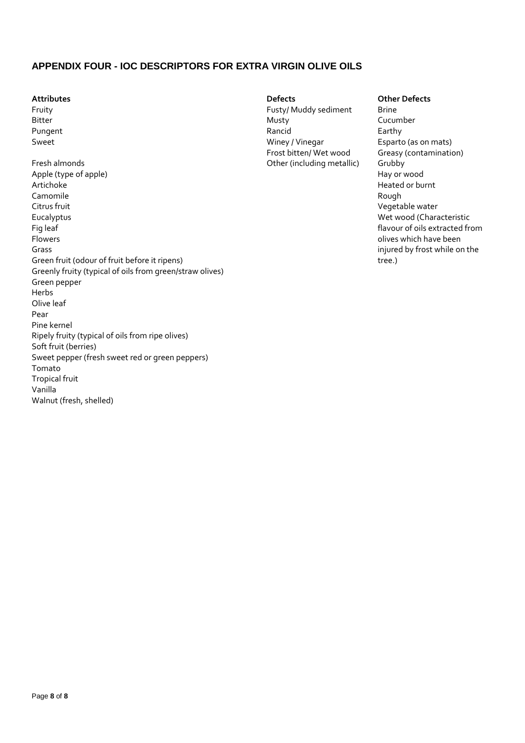## APPENDIX FOUR - IOC DESCRIPTORS FOR EXTRA VIRGIN OLIVE OILS

**Attributes**

Fruity
Bitter
Pungent
Sweet

Fresh almonds
Apple (type of apple)
Artichoke
Camomile
Citrus fruit
Eucalyptus
Fig leaf
Flowers
Grass
Green fruit (odour of fruit before it ripens)
Greenly fruity (typical of oils from green/straw olives)
Green pepper
Herbs
Olive leaf
Pear
Pine kernel
Ripely fruity (typical of oils from ripe olives)
Soft fruit (berries)
Sweet pepper (fresh sweet red or green peppers)
Tomato
Tropical fruit
Vanilla
Walnut (fresh, shelled)

**Defects**

Fusty/ Muddy sediment
Musty
Rancid
Winey / Vinegar
Frost bitten/ Wet wood
Other (including metallic)

**Other Defects**

Brine
Cucumber
Earthy
Esparto (as on mats)
Greasy (contamination)
Grubby
Hay or wood
Heated or burnt
Rough
Vegetable water
Wet wood (Characteristic flavour of oils extracted from olives which have been injured by frost while on the tree.)